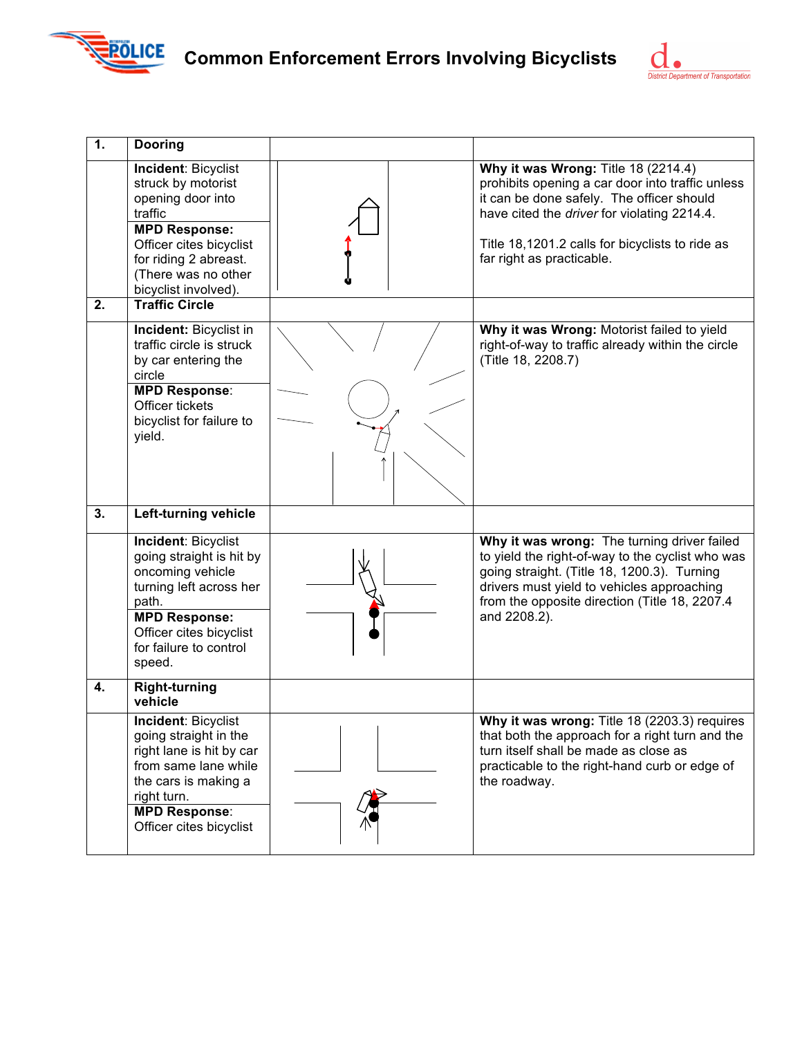# Common Enforcement Errors Involving Bicyclists

| | | | |
|---|---|---|---|
| **1.** | **Dooring** | | |
| | **Incident**: Bicyclist struck by motorist opening door into traffic<br><br>**MPD Response:** Officer cites bicyclist for riding 2 abreast. (There was no other bicyclist involved). | | **Why it was Wrong:** Title 18 (2214.4) prohibits opening a car door into traffic unless it can be done safely. The officer should have cited the *driver* for violating 2214.4.<br><br>Title 18,1201.2 calls for bicyclists to ride as far right as practicable. |
| **2.** | **Traffic Circle** | | |
| | **Incident:** Bicyclist in traffic circle is struck by car entering the circle<br><br>**MPD Response**: Officer tickets bicyclist for failure to yield. | | **Why it was Wrong:** Motorist failed to yield right-of-way to traffic already within the circle (Title 18, 2208.7) |
| **3.** | **Left-turning vehicle** | | |
| | **Incident**: Bicyclist going straight is hit by oncoming vehicle turning left across her path.<br><br>**MPD Response:** Officer cites bicyclist for failure to control speed. | | **Why it was wrong:** The turning driver failed to yield the right-of-way to the cyclist who was going straight. (Title 18, 1200.3). Turning drivers must yield to vehicles approaching from the opposite direction (Title 18, 2207.4 and 2208.2). |
| **4.** | **Right-turning vehicle** | | |
| | **Incident**: Bicyclist going straight in the right lane is hit by car from same lane while the cars is making a right turn.<br><br>**MPD Response**: Officer cites bicyclist | | **Why it was wrong:** Title 18 (2203.3) requires that both the approach for a right turn and the turn itself shall be made as close as practicable to the right-hand curb or edge of the roadway. |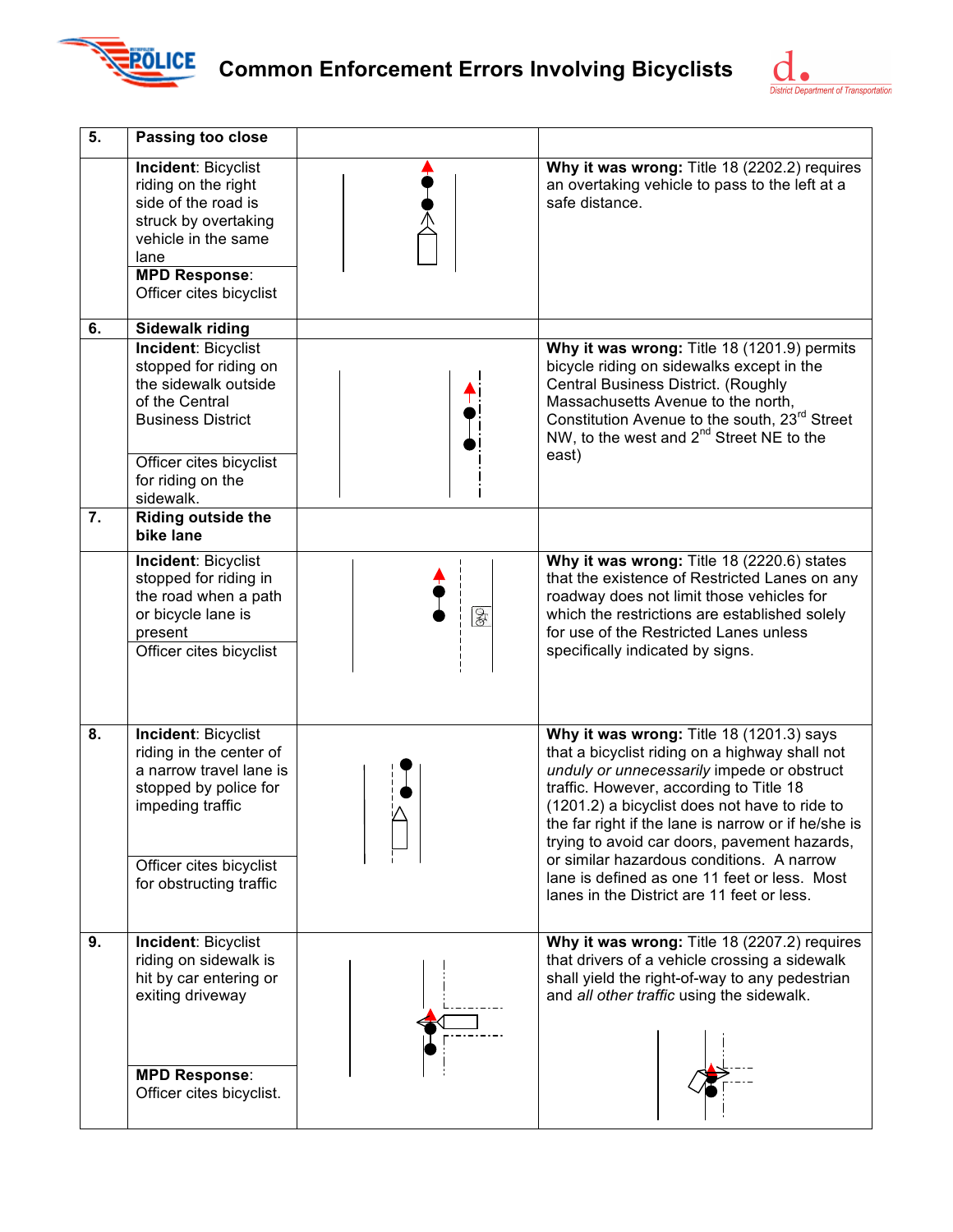# Common Enforcement Errors Involving Bicyclists

| | | | |
|---|---|---|---|
| **5.** | **Passing too close** | | |
| | **Incident**: Bicyclist riding on the right side of the road is struck by overtaking vehicle in the same lane<br>**MPD Response**: Officer cites bicyclist | | **Why it was wrong:** Title 18 (2202.2) requires an overtaking vehicle to pass to the left at a safe distance. |
| **6.** | **Sidewalk riding** | | |
| | **Incident**: Bicyclist stopped for riding on the sidewalk outside of the Central Business District<br>Officer cites bicyclist for riding on the sidewalk. | | **Why it was wrong:** Title 18 (1201.9) permits bicycle riding on sidewalks except in the Central Business District. (Roughly Massachusetts Avenue to the north, Constitution Avenue to the south, 23rd Street NW, to the west and 2nd Street NE to the east) |
| **7.** | **Riding outside the bike lane** | | |
| | **Incident**: Bicyclist stopped for riding in the road when a path or bicycle lane is present<br>Officer cites bicyclist | | **Why it was wrong:** Title 18 (2220.6) states that the existence of Restricted Lanes on any roadway does not limit those vehicles for which the restrictions are established solely for use of the Restricted Lanes unless specifically indicated by signs. |
| **8.** | **Incident**: Bicyclist riding in the center of a narrow travel lane is stopped by police for impeding traffic<br>Officer cites bicyclist for obstructing traffic | | **Why it was wrong:** Title 18 (1201.3) says that a bicyclist riding on a highway shall not *unduly or unnecessarily* impede or obstruct traffic. However, according to Title 18 (1201.2) a bicyclist does not have to ride to the far right if the lane is narrow or if he/she is trying to avoid car doors, pavement hazards, or similar hazardous conditions. A narrow lane is defined as one 11 feet or less. Most lanes in the District are 11 feet or less. |
| **9.** | **Incident**: Bicyclist riding on sidewalk is hit by car entering or exiting driveway<br>**MPD Response**: Officer cites bicyclist. | | **Why it was wrong:** Title 18 (2207.2) requires that drivers of a vehicle crossing a sidewalk shall yield the right-of-way to any pedestrian and *all other traffic* using the sidewalk. |